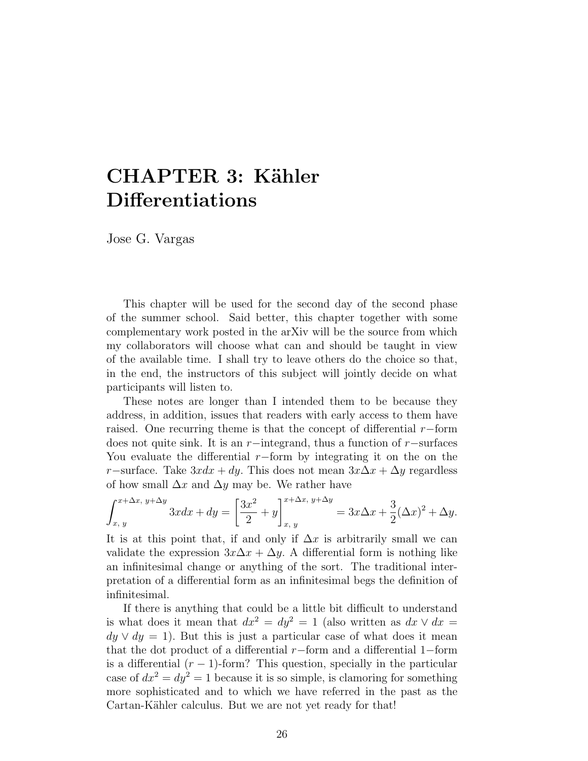# CHAPTER 3: Kähler Differentiations

Jose G. Vargas

This chapter will be used for the second day of the second phase of the summer school. Said better, this chapter together with some complementary work posted in the arXiv will be the source from which my collaborators will choose what can and should be taught in view of the available time. I shall try to leave others do the choice so that, in the end, the instructors of this subject will jointly decide on what participants will listen to.

These notes are longer than I intended them to be because they address, in addition, issues that readers with early access to them have raised. One recurring theme is that the concept of differential $r-$form does not quite sink. It is an $r-$integrand, thus a function of $r-$surfaces You evaluate the differential $r-$form by integrating it on the on the $r-$surface. Take $3xdx + dy$. This does not mean $3x\Delta x + \Delta y$ regardless of how small $\Delta x$ and $\Delta y$ may be. We rather have

$$\int_{x,\, y}^{x+\Delta x,\, y+\Delta y} 3xdx + dy = \left[\frac{3x^2}{2} + y\right]_{x,\, y}^{x+\Delta x,\, y+\Delta y} = 3x\Delta x + \frac{3}{2}(\Delta x)^2 + \Delta y.$$

It is at this point that, if and only if $\Delta x$ is arbitrarily small we can validate the expression $3x\Delta x + \Delta y$. A differential form is nothing like an infinitesimal change or anything of the sort. The traditional interpretation of a differential form as an infinitesimal begs the definition of infinitesimal.

If there is anything that could be a little bit difficult to understand is what does it mean that $dx^2 = dy^2 = 1$ (also written as $dx \vee dx = dy \vee dy = 1$). But this is just a particular case of what does it mean that the dot product of a differential $r-$form and a differential $1-$form is a differential $(r-1)$-form? This question, specially in the particular case of $dx^2 = dy^2 = 1$ because it is so simple, is clamoring for something more sophisticated and to which we have referred in the past as the Cartan-Kähler calculus. But we are not yet ready for that!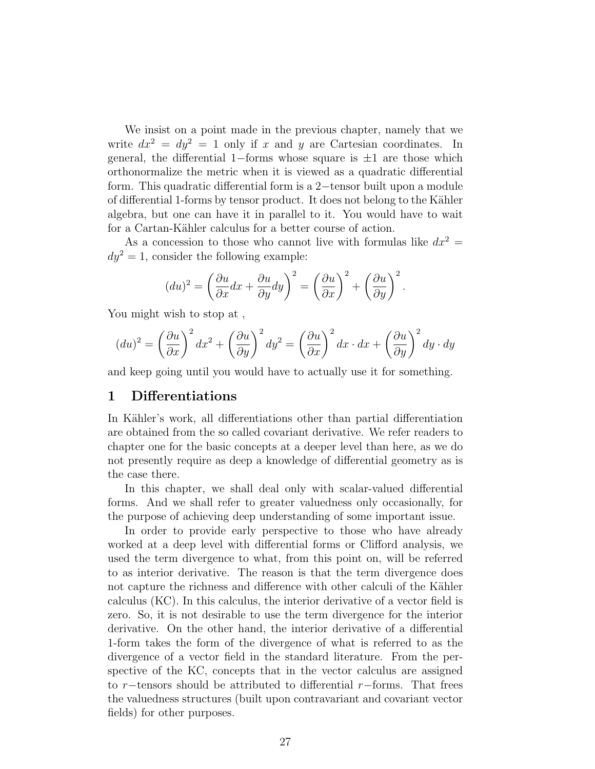We insist on a point made in the previous chapter, namely that we write $dx^2 = dy^2 = 1$ only if $x$ and $y$ are Cartesian coordinates. In general, the differential 1−forms whose square is $\pm 1$ are those which orthonormalize the metric when it is viewed as a quadratic differential form. This quadratic differential form is a 2−tensor built upon a module of differential 1-forms by tensor product. It does not belong to the Kähler algebra, but one can have it in parallel to it. You would have to wait for a Cartan-Kähler calculus for a better course of action.

As a concession to those who cannot live with formulas like $dx^2 = dy^2 = 1$, consider the following example:

$$(du)^2 = \left(\frac{\partial u}{\partial x}dx + \frac{\partial u}{\partial y}dy\right)^2 = \left(\frac{\partial u}{\partial x}\right)^2 + \left(\frac{\partial u}{\partial y}\right)^2.$$

You might wish to stop at ,

$$(du)^2 = \left(\frac{\partial u}{\partial x}\right)^2 dx^2 + \left(\frac{\partial u}{\partial y}\right)^2 dy^2 = \left(\frac{\partial u}{\partial x}\right)^2 dx \cdot dx + \left(\frac{\partial u}{\partial y}\right)^2 dy \cdot dy$$

and keep going until you would have to actually use it for something.

## 1 Differentiations

In Kähler's work, all differentiations other than partial differentiation are obtained from the so called covariant derivative. We refer readers to chapter one for the basic concepts at a deeper level than here, as we do not presently require as deep a knowledge of differential geometry as is the case there.

In this chapter, we shall deal only with scalar-valued differential forms. And we shall refer to greater valuedness only occasionally, for the purpose of achieving deep understanding of some important issue.

In order to provide early perspective to those who have already worked at a deep level with differential forms or Clifford analysis, we used the term divergence to what, from this point on, will be referred to as interior derivative. The reason is that the term divergence does not capture the richness and difference with other calculi of the Kähler calculus (KC). In this calculus, the interior derivative of a vector field is zero. So, it is not desirable to use the term divergence for the interior derivative. On the other hand, the interior derivative of a differential 1-form takes the form of the divergence of what is referred to as the divergence of a vector field in the standard literature. From the perspective of the KC, concepts that in the vector calculus are assigned to $r$−tensors should be attributed to differential $r$−forms. That frees the valuedness structures (built upon contravariant and covariant vector fields) for other purposes.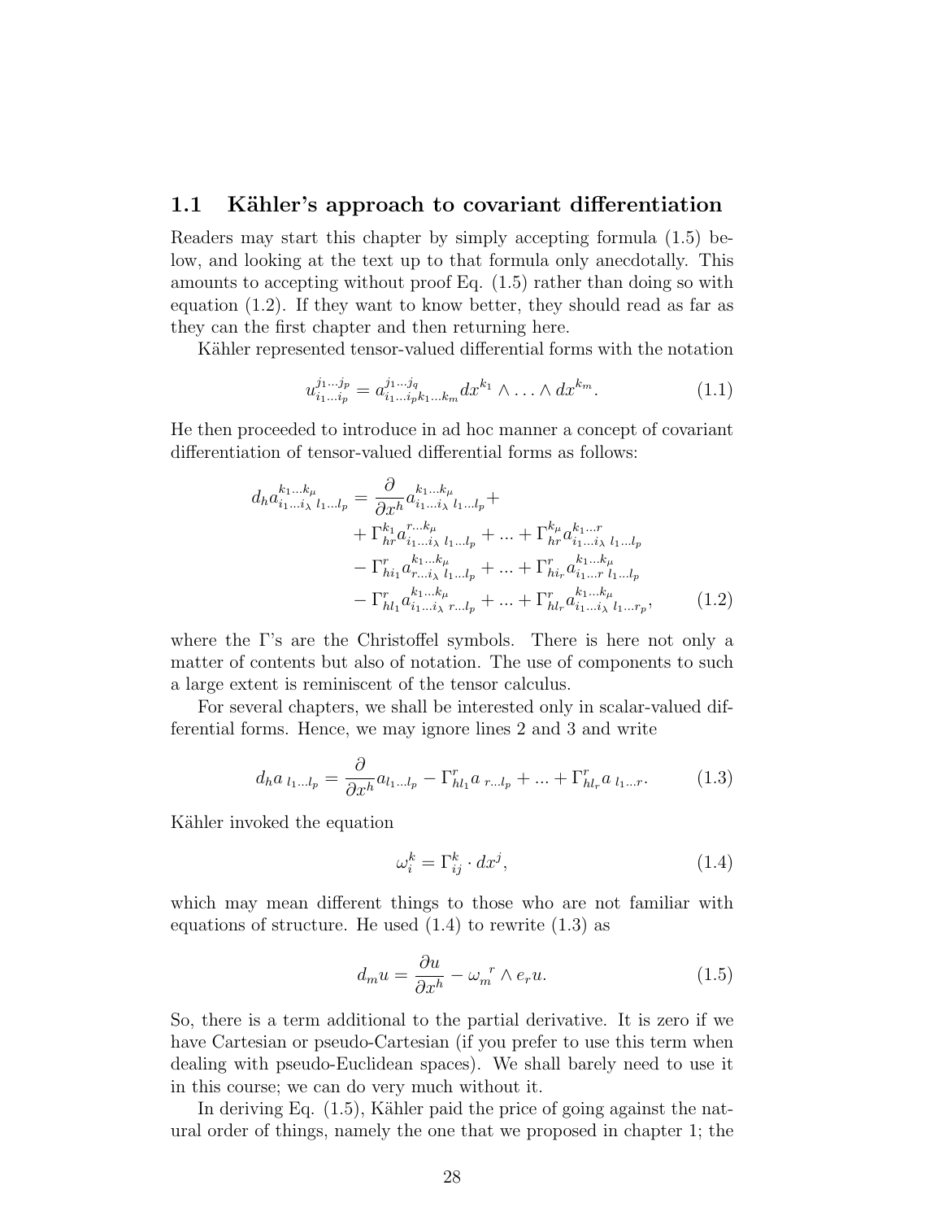## 1.1 Kähler's approach to covariant differentiation

Readers may start this chapter by simply accepting formula (1.5) below, and looking at the text up to that formula only anecdotally. This amounts to accepting without proof Eq. (1.5) rather than doing so with equation (1.2). If they want to know better, they should read as far as they can the first chapter and then returning here.

Kähler represented tensor-valued differential forms with the notation

$$u^{j_1 \ldots j_p}_{i_1 \ldots i_p} = a^{j_1 \ldots j_q}_{i_1 \ldots i_p k_1 \ldots k_m} dx^{k_1} \wedge \ldots \wedge dx^{k_m}. \tag{1.1}$$

He then proceeded to introduce in ad hoc manner a concept of covariant differentiation of tensor-valued differential forms as follows:

$$\begin{aligned} d_h a^{k_1 \ldots k_\mu}_{i_1 \ldots i_\lambda \; l_1 \ldots l_p} = & \frac{\partial}{\partial x^h} a^{k_1 \ldots k_\mu}_{i_1 \ldots i_\lambda \; l_1 \ldots l_p} + \\ & + \Gamma^{k_1}_{hr} a^{r \ldots k_\mu}_{i_1 \ldots i_\lambda \; l_1 \ldots l_p} + \ldots + \Gamma^{k_\mu}_{hr} a^{k_1 \ldots r}_{i_1 \ldots i_\lambda \; l_1 \ldots l_p} \\ & - \Gamma^{r}_{hi_1} a^{k_1 \ldots k_\mu}_{r \ldots i_\lambda \; l_1 \ldots l_p} + \ldots + \Gamma^{r}_{hi_r} a^{k_1 \ldots k_\mu}_{i_1 \ldots r \; l_1 \ldots l_p} \\ & - \Gamma^{r}_{hl_1} a^{k_1 \ldots k_\mu}_{i_1 \ldots i_\lambda \; r \ldots l_p} + \ldots + \Gamma^{r}_{hl_r} a^{k_1 \ldots k_\mu}_{i_1 \ldots i_\lambda \; l_1 \ldots r_p}, \end{aligned} \tag{1.2}$$

where the $\Gamma$'s are the Christoffel symbols. There is here not only a matter of contents but also of notation. The use of components to such a large extent is reminiscent of the tensor calculus.

For several chapters, we shall be interested only in scalar-valued differential forms. Hence, we may ignore lines 2 and 3 and write

$$d_h a_{\; l_1 \ldots l_p} = \frac{\partial}{\partial x^h} a_{l_1 \ldots l_p} - \Gamma^r_{hl_1} a_{\; r \ldots l_p} + \ldots + \Gamma^r_{hl_r} a_{\; l_1 \ldots r}. \tag{1.3}$$

Kähler invoked the equation

$$\omega^k_i = \Gamma^k_{ij} \cdot dx^j, \tag{1.4}$$

which may mean different things to those who are not familiar with equations of structure. He used (1.4) to rewrite (1.3) as

$$d_m u = \frac{\partial u}{\partial x^h} - \omega_m^{\;\; r} \wedge e_r u. \tag{1.5}$$

So, there is a term additional to the partial derivative. It is zero if we have Cartesian or pseudo-Cartesian (if you prefer to use this term when dealing with pseudo-Euclidean spaces). We shall barely need to use it in this course; we can do very much without it.

In deriving Eq. (1.5), Kähler paid the price of going against the natural order of things, namely the one that we proposed in chapter 1; the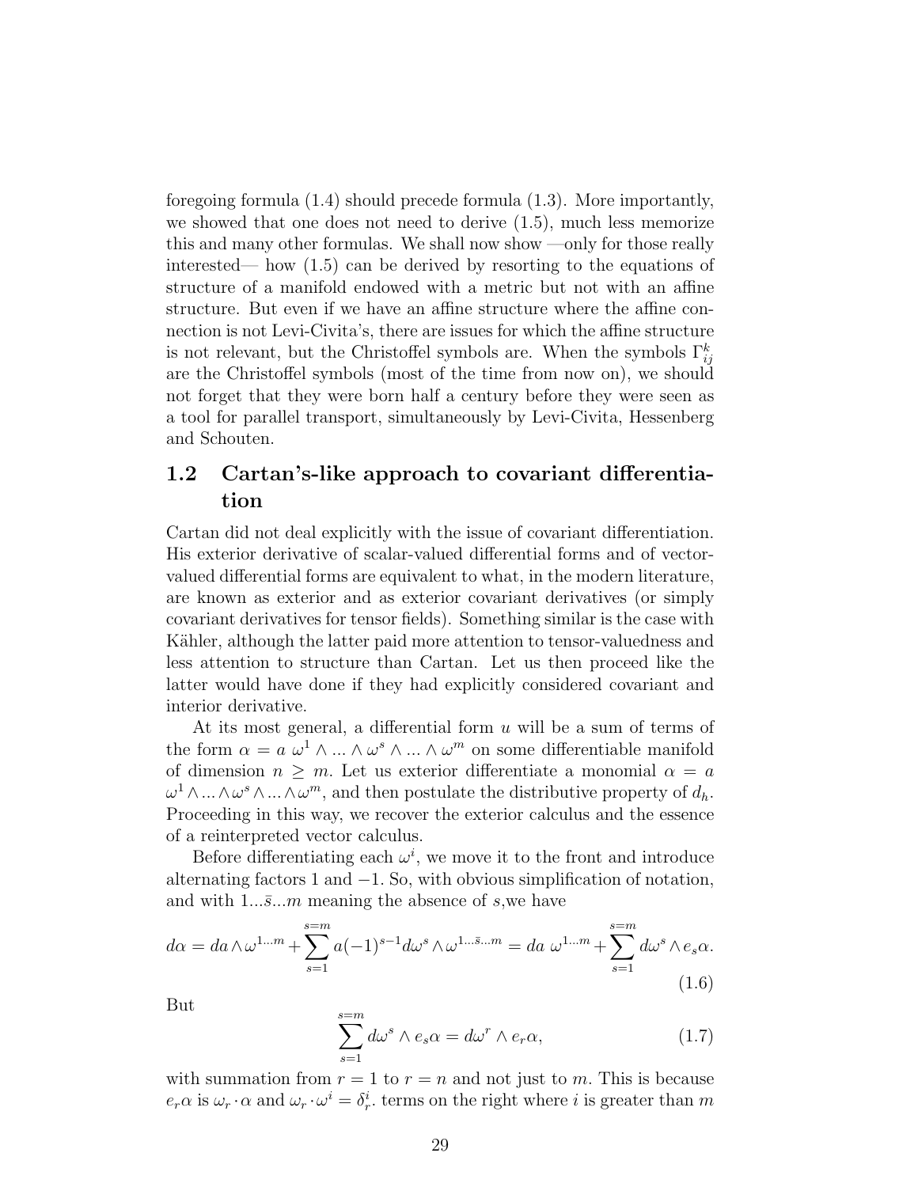foregoing formula (1.4) should precede formula (1.3). More importantly, we showed that one does not need to derive (1.5), much less memorize this and many other formulas. We shall now show —only for those really interested— how (1.5) can be derived by resorting to the equations of structure of a manifold endowed with a metric but not with an affine structure. But even if we have an affine structure where the affine connection is not Levi-Civita's, there are issues for which the affine structure is not relevant, but the Christoffel symbols are. When the symbols $\Gamma^k_{ij}$ are the Christoffel symbols (most of the time from now on), we should not forget that they were born half a century before they were seen as a tool for parallel transport, simultaneously by Levi-Civita, Hessenberg and Schouten.

## 1.2 Cartan's-like approach to covariant differentiation

Cartan did not deal explicitly with the issue of covariant differentiation. His exterior derivative of scalar-valued differential forms and of vector-valued differential forms are equivalent to what, in the modern literature, are known as exterior and as exterior covariant derivatives (or simply covariant derivatives for tensor fields). Something similar is the case with Kähler, although the latter paid more attention to tensor-valuedness and less attention to structure than Cartan. Let us then proceed like the latter would have done if they had explicitly considered covariant and interior derivative.

At its most general, a differential form $u$ will be a sum of terms of the form $\alpha = a\ \omega^1 \wedge ... \wedge \omega^s \wedge ... \wedge \omega^m$ on some differentiable manifold of dimension $n \geq m$. Let us exterior differentiate a monomial $\alpha = a\ \omega^1 \wedge ... \wedge \omega^s \wedge ... \wedge \omega^m$, and then postulate the distributive property of $d_h$. Proceeding in this way, we recover the exterior calculus and the essence of a reinterpreted vector calculus.

Before differentiating each $\omega^i$, we move it to the front and introduce alternating factors 1 and $-1$. So, with obvious simplification of notation, and with $1...\bar{s}...m$ meaning the absence of $s$,we have

$$d\alpha = da \wedge \omega^{1...m} + \sum_{s=1}^{s=m} a(-1)^{s-1} d\omega^s \wedge \omega^{1...\bar{s}...m} = da\ \omega^{1...m} + \sum_{s=1}^{s=m} d\omega^s \wedge e_s \alpha. \tag{1.6}$$

But

$$\sum_{s=1}^{s=m} d\omega^s \wedge e_s \alpha = d\omega^r \wedge e_r \alpha, \tag{1.7}$$

with summation from $r = 1$ to $r = n$ and not just to $m$. This is because $e_r \alpha$ is $\omega_r \cdot \alpha$ and $\omega_r \cdot \omega^i = \delta^i_r$. terms on the right where $i$ is greater than $m$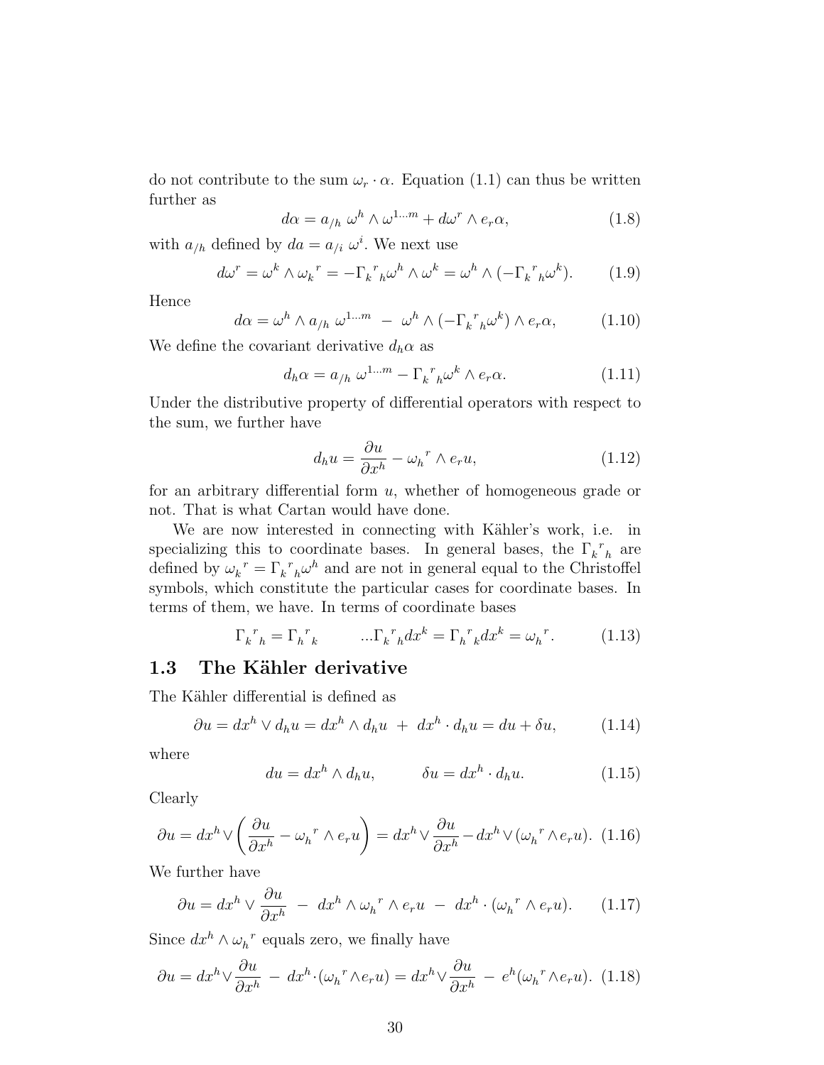do not contribute to the sum $\omega_r \cdot \alpha$. Equation (1.1) can thus be written further as

$$d\alpha = a_{/h}\ \omega^h \wedge \omega^{1...m} + d\omega^r \wedge e_r \alpha, \tag{1.8}$$

with $a_{/h}$ defined by $da = a_{/i}\ \omega^i$. We next use

$$d\omega^r = \omega^k \wedge \omega_k{}^r = -\Gamma_k{}^r{}_h \omega^h \wedge \omega^k = \omega^h \wedge (-\Gamma_k{}^r{}_h \omega^k). \tag{1.9}$$

Hence

$$d\alpha = \omega^h \wedge a_{/h}\ \omega^{1...m}\ -\ \omega^h \wedge (-\Gamma_k{}^r{}_h \omega^k) \wedge e_r \alpha, \tag{1.10}$$

We define the covariant derivative $d_h \alpha$ as

$$d_h \alpha = a_{/h}\ \omega^{1...m} - \Gamma_k{}^r{}_h \omega^k \wedge e_r \alpha. \tag{1.11}$$

Under the distributive property of differential operators with respect to the sum, we further have

$$d_h u = \frac{\partial u}{\partial x^h} - \omega_h{}^r \wedge e_r u, \tag{1.12}$$

for an arbitrary differential form $u$, whether of homogeneous grade or not. That is what Cartan would have done.

We are now interested in connecting with Kähler's work, i.e. in specializing this to coordinate bases. In general bases, the $\Gamma_k{}^r{}_h$ are defined by $\omega_k{}^r = \Gamma_k{}^r{}_h \omega^h$ and are not in general equal to the Christoffel symbols, which constitute the particular cases for coordinate bases. In terms of them, we have. In terms of coordinate bases

$$\Gamma_k{}^r{}_h = \Gamma_h{}^r{}_k \qquad ...\Gamma_k{}^r{}_h dx^k = \Gamma_h{}^r{}_k dx^k = \omega_h{}^r. \tag{1.13}$$

## 1.3 The Kähler derivative

The Kähler differential is defined as

$$\partial u = dx^h \vee d_h u = dx^h \wedge d_h u\ +\ dx^h \cdot d_h u = du + \delta u, \tag{1.14}$$

where

$$du = dx^h \wedge d_h u, \qquad \delta u = dx^h \cdot d_h u. \tag{1.15}$$

Clearly

$$\partial u = dx^h \vee \left( \frac{\partial u}{\partial x^h} - \omega_h{}^r \wedge e_r u \right) = dx^h \vee \frac{\partial u}{\partial x^h} - dx^h \vee (\omega_h{}^r \wedge e_r u). \tag{1.16}$$

We further have

$$\partial u = dx^h \vee \frac{\partial u}{\partial x^h}\ -\ dx^h \wedge \omega_h{}^r \wedge e_r u\ -\ dx^h \cdot (\omega_h{}^r \wedge e_r u). \tag{1.17}$$

Since $dx^h \wedge \omega_h{}^r$ equals zero, we finally have

$$\partial u = dx^h \vee \frac{\partial u}{\partial x^h}\ -\ dx^h \cdot (\omega_h{}^r \wedge e_r u) = dx^h \vee \frac{\partial u}{\partial x^h}\ -\ e^h (\omega_h{}^r \wedge e_r u). \tag{1.18}$$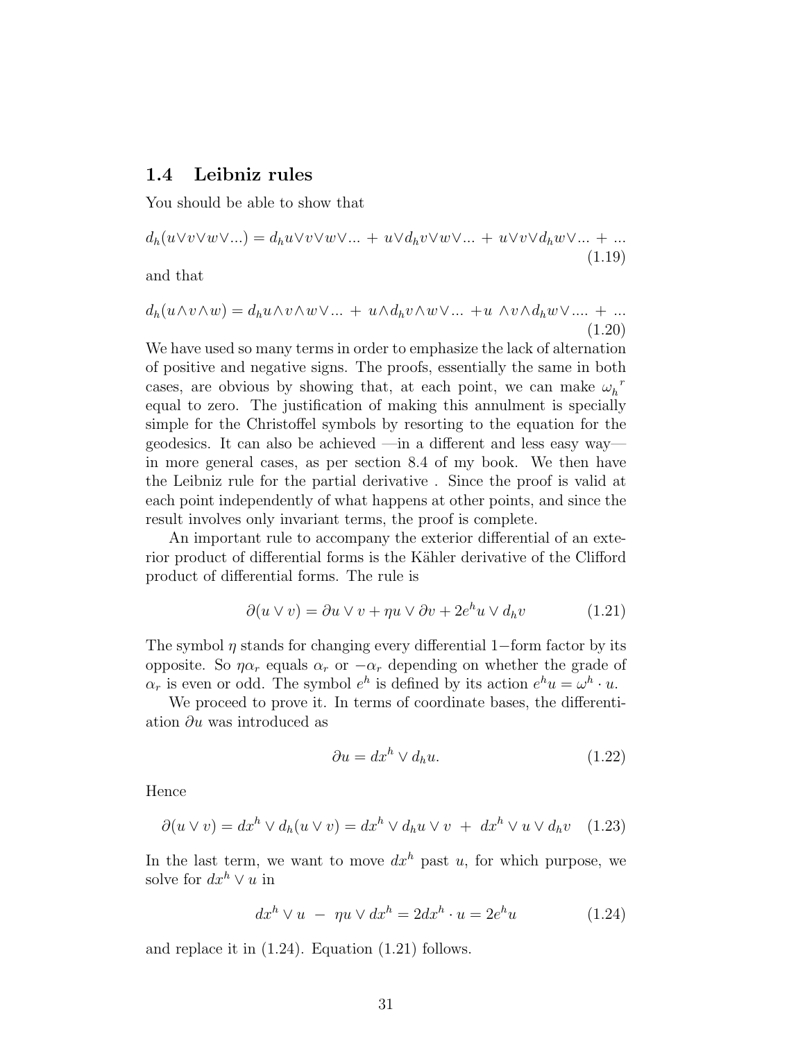## 1.4 Leibniz rules

You should be able to show that

$$d_h(u \vee v \vee w \vee ...) = d_h u \vee v \vee w \vee ... + u \vee d_h v \vee w \vee ... + u \vee v \vee d_h w \vee ... + ... \tag{1.19}$$

and that

$$d_h(u \wedge v \wedge w) = d_h u \wedge v \wedge w \vee ... + u \wedge d_h v \wedge w \vee ... + u \wedge v \wedge d_h w \vee .... + ... \tag{1.20}$$

We have used so many terms in order to emphasize the lack of alternation of positive and negative signs. The proofs, essentially the same in both cases, are obvious by showing that, at each point, we can make ${\omega_h}^r$ equal to zero. The justification of making this annulment is specially simple for the Christoffel symbols by resorting to the equation for the geodesics. It can also be achieved —in a different and less easy way— in more general cases, as per section 8.4 of my book. We then have the Leibniz rule for the partial derivative . Since the proof is valid at each point independently of what happens at other points, and since the result involves only invariant terms, the proof is complete.

An important rule to accompany the exterior differential of an exterior product of differential forms is the Kähler derivative of the Clifford product of differential forms. The rule is

$$\partial(u \vee v) = \partial u \vee v + \eta u \vee \partial v + 2e^h u \vee d_h v \tag{1.21}$$

The symbol $\eta$ stands for changing every differential 1−form factor by its opposite. So $\eta\alpha_r$ equals $\alpha_r$ or $-\alpha_r$ depending on whether the grade of $\alpha_r$ is even or odd. The symbol $e^h$ is defined by its action $e^h u = \omega^h \cdot u$.

We proceed to prove it. In terms of coordinate bases, the differentiation $\partial u$ was introduced as

$$\partial u = dx^h \vee d_h u. \tag{1.22}$$

Hence

$$\partial(u \vee v) = dx^h \vee d_h(u \vee v) = dx^h \vee d_h u \vee v \; + \; dx^h \vee u \vee d_h v \tag{1.23}$$

In the last term, we want to move $dx^h$ past $u$, for which purpose, we solve for $dx^h \vee u$ in

$$dx^h \vee u \; - \; \eta u \vee dx^h = 2dx^h \cdot u = 2e^h u \tag{1.24}$$

and replace it in (1.24). Equation (1.21) follows.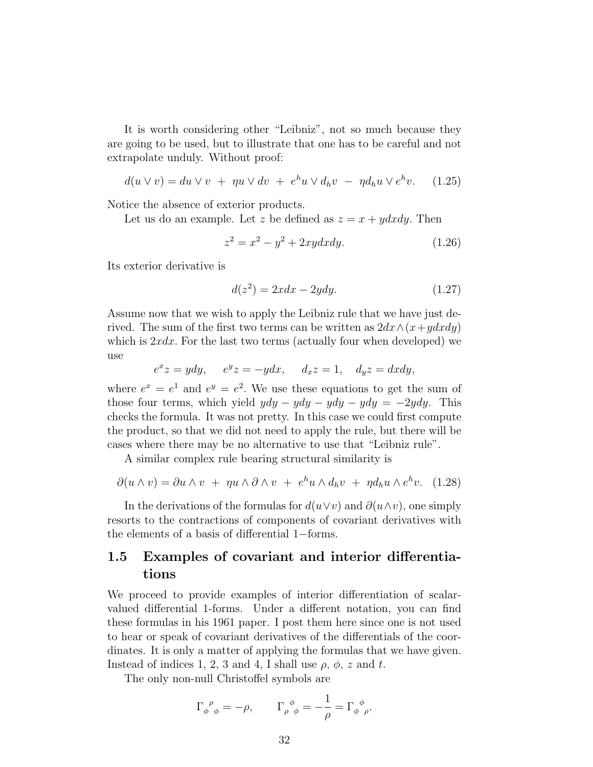It is worth considering other "Leibniz", not so much because they are going to be used, but to illustrate that one has to be careful and not extrapolate unduly. Without proof:

$$d(u \vee v) = du \vee v \ + \ \eta u \vee dv \ + \ e^h u \vee d_h v \ - \ \eta d_h u \vee e^h v. \tag{1.25}$$

Notice the absence of exterior products.

Let us do an example. Let $z$ be defined as $z = x + ydxdy$. Then

$$z^2 = x^2 - y^2 + 2xydxdy. \tag{1.26}$$

Its exterior derivative is

$$d(z^2) = 2xdx - 2ydy. \tag{1.27}$$

Assume now that we wish to apply the Leibniz rule that we have just derived. The sum of the first two terms can be written as $2dx \wedge (x + ydxdy)$ which is $2xdx$. For the last two terms (actually four when developed) we use

$$e^x z = ydy, \quad e^y z = -ydx, \quad d_x z = 1, \quad d_y z = dxdy,$$

where $e^x = e^1$ and $e^y = e^2$. We use these equations to get the sum of those four terms, which yield $ydy - ydy - ydy - ydy = -2ydy$. This checks the formula. It was not pretty. In this case we could first compute the product, so that we did not need to apply the rule, but there will be cases where there may be no alternative to use that "Leibniz rule".

A similar complex rule bearing structural similarity is

$$\partial(u \wedge v) = \partial u \wedge v \ + \ \eta u \wedge \partial \wedge v \ + \ e^h u \wedge d_h v \ + \ \eta d_h u \wedge e^h v. \tag{1.28}$$

In the derivations of the formulas for $d(u \vee v)$ and $\partial(u \wedge v)$, one simply resorts to the contractions of components of covariant derivatives with the elements of a basis of differential $1-$forms.

## 1.5 Examples of covariant and interior differentiations

We proceed to provide examples of interior differentiation of scalar-valued differential 1-forms. Under a different notation, you can find these formulas in his 1961 paper. I post them here since one is not used to hear or speak of covariant derivatives of the differentials of the coordinates. It is only a matter of applying the formulas that we have given. Instead of indices 1, 2, 3 and 4, I shall use $\rho$, $\phi$, $z$ and $t$.

The only non-null Christoffel symbols are

$$\Gamma_{\phi}{}^{\rho}{}_{\phi} = -\rho, \qquad \Gamma_{\rho}{}^{\phi}{}_{\phi} = -\frac{1}{\rho} = \Gamma_{\phi}{}^{\phi}{}_{\rho}.$$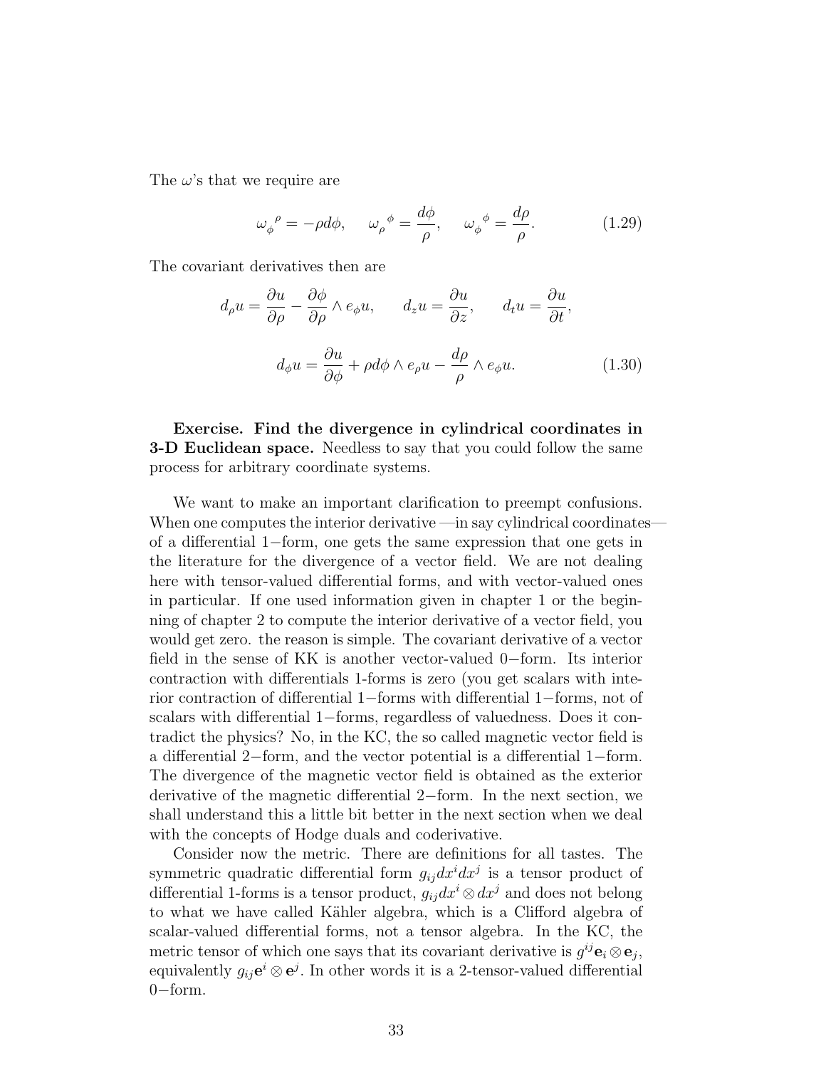The $\omega$'s that we require are

$$\omega_{\phi}{}^{\rho} = -\rho d\phi, \quad \omega_{\rho}{}^{\phi} = \frac{d\phi}{\rho}, \quad \omega_{\phi}{}^{\phi} = \frac{d\rho}{\rho}. \tag{1.29}$$

The covariant derivatives then are

$$d_{\rho}u = \frac{\partial u}{\partial \rho} - \frac{\partial \phi}{\partial \rho} \wedge e_{\phi}u, \qquad d_{z}u = \frac{\partial u}{\partial z}, \qquad d_{t}u = \frac{\partial u}{\partial t},$$

$$d_{\phi}u = \frac{\partial u}{\partial \phi} + \rho d\phi \wedge e_{\rho}u - \frac{d\rho}{\rho} \wedge e_{\phi}u. \tag{1.30}$$

**Exercise. Find the divergence in cylindrical coordinates in 3-D Euclidean space.** Needless to say that you could follow the same process for arbitrary coordinate systems.

We want to make an important clarification to preempt confusions. When one computes the interior derivative —in say cylindrical coordinates— of a differential 1−form, one gets the same expression that one gets in the literature for the divergence of a vector field. We are not dealing here with tensor-valued differential forms, and with vector-valued ones in particular. If one used information given in chapter 1 or the beginning of chapter 2 to compute the interior derivative of a vector field, you would get zero. the reason is simple. The covariant derivative of a vector field in the sense of KK is another vector-valued 0−form. Its interior contraction with differentials 1-forms is zero (you get scalars with interior contraction of differential 1−forms with differential 1−forms, not of scalars with differential 1−forms, regardless of valuedness. Does it contradict the physics? No, in the KC, the so called magnetic vector field is a differential 2−form, and the vector potential is a differential 1−form. The divergence of the magnetic vector field is obtained as the exterior derivative of the magnetic differential 2−form. In the next section, we shall understand this a little bit better in the next section when we deal with the concepts of Hodge duals and coderivative.

Consider now the metric. There are definitions for all tastes. The symmetric quadratic differential form $g_{ij}dx^{i}dx^{j}$ is a tensor product of differential 1-forms is a tensor product, $g_{ij}dx^{i} \otimes dx^{j}$ and does not belong to what we have called Kähler algebra, which is a Clifford algebra of scalar-valued differential forms, not a tensor algebra. In the KC, the metric tensor of which one says that its covariant derivative is $g^{ij}\mathbf{e}_{i} \otimes \mathbf{e}_{j}$, equivalently $g_{ij}\mathbf{e}^{i} \otimes \mathbf{e}^{j}$. In other words it is a 2-tensor-valued differential 0−form.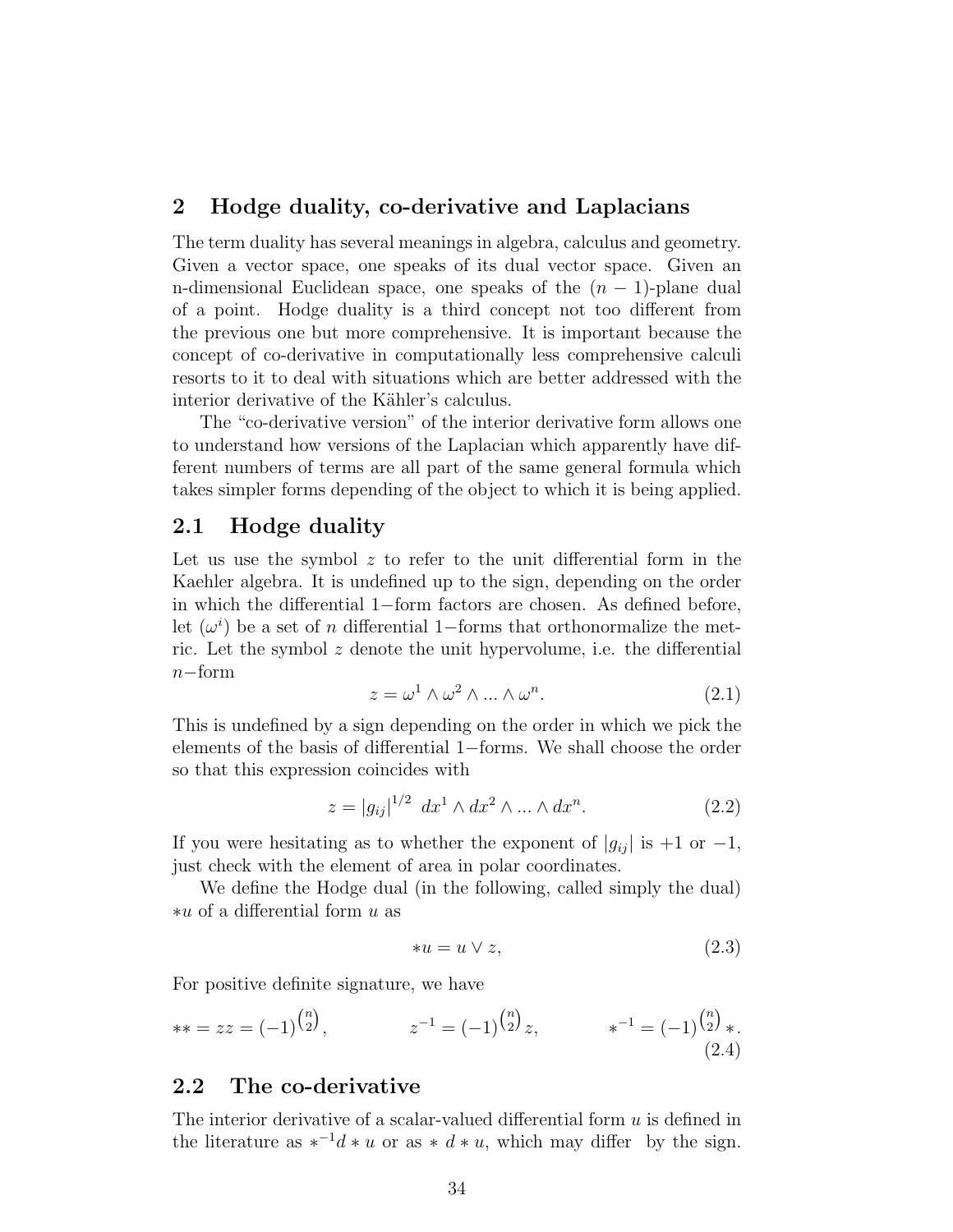## 2 Hodge duality, co-derivative and Laplacians

The term duality has several meanings in algebra, calculus and geometry. Given a vector space, one speaks of its dual vector space. Given an n-dimensional Euclidean space, one speaks of the $(n-1)$-plane dual of a point. Hodge duality is a third concept not too different from the previous one but more comprehensive. It is important because the concept of co-derivative in computationally less comprehensive calculi resorts to it to deal with situations which are better addressed with the interior derivative of the Kähler's calculus.

The "co-derivative version" of the interior derivative form allows one to understand how versions of the Laplacian which apparently have different numbers of terms are all part of the same general formula which takes simpler forms depending of the object to which it is being applied.

### 2.1 Hodge duality

Let us use the symbol $z$ to refer to the unit differential form in the Kaehler algebra. It is undefined up to the sign, depending on the order in which the differential 1−form factors are chosen. As defined before, let $(\omega^i)$ be a set of $n$ differential 1−forms that orthonormalize the metric. Let the symbol $z$ denote the unit hypervolume, i.e. the differential $n$−form

$$z = \omega^1 \wedge \omega^2 \wedge ... \wedge \omega^n. \tag{2.1}$$

This is undefined by a sign depending on the order in which we pick the elements of the basis of differential 1−forms. We shall choose the order so that this expression coincides with

$$z = |g_{ij}|^{1/2} \; dx^1 \wedge dx^2 \wedge ... \wedge dx^n. \tag{2.2}$$

If you were hesitating as to whether the exponent of $|g_{ij}|$ is $+1$ or $-1$, just check with the element of area in polar coordinates.

We define the Hodge dual (in the following, called simply the dual) $*u$ of a differential form $u$ as

$$*u = u \vee z, \tag{2.3}$$

For positive definite signature, we have

$$** = zz = (-1)^{\binom{n}{2}}, \qquad z^{-1} = (-1)^{\binom{n}{2}} z, \qquad *^{-1} = (-1)^{\binom{n}{2}} *. \tag{2.4}$$

### 2.2 The co-derivative

The interior derivative of a scalar-valued differential form $u$ is defined in the literature as $*^{-1} d * u$ or as $* \; d * u$, which may differ by the sign.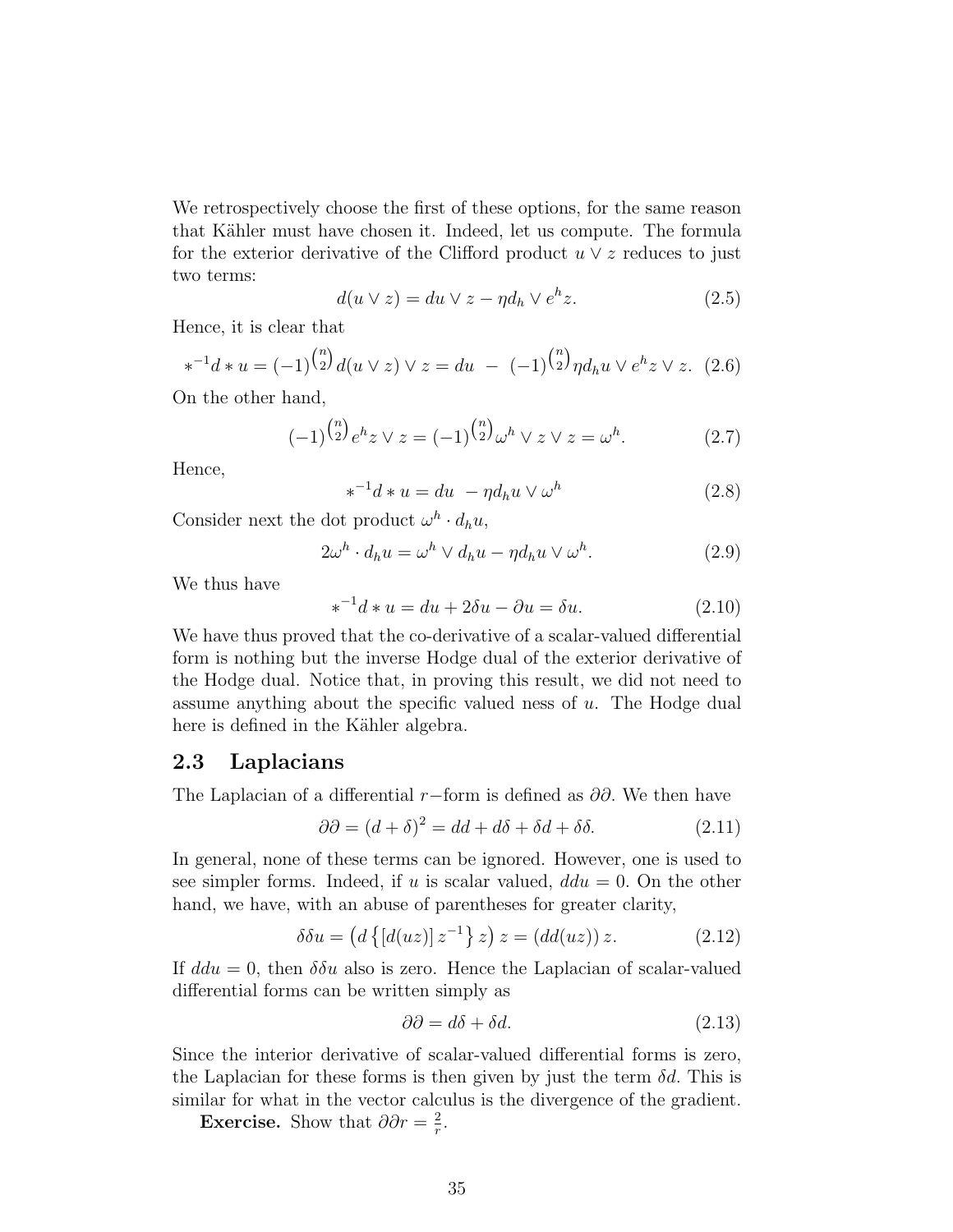We retrospectively choose the first of these options, for the same reason that Kähler must have chosen it. Indeed, let us compute. The formula for the exterior derivative of the Clifford product $u \vee z$ reduces to just two terms:

$$d(u \vee z) = du \vee z - \eta d_h \vee e^h z. \tag{2.5}$$

Hence, it is clear that

$$*^{-1} d * u = (-1)^{\binom{n}{2}} d(u \vee z) \vee z = du \ - \ (-1)^{\binom{n}{2}} \eta d_h u \vee e^h z \vee z. \tag{2.6}$$

On the other hand,

$$(-1)^{\binom{n}{2}} e^h z \vee z = (-1)^{\binom{n}{2}} \omega^h \vee z \vee z = \omega^h. \tag{2.7}$$

Hence,

$$*^{-1} d * u = du \ - \eta d_h u \vee \omega^h \tag{2.8}$$

Consider next the dot product $\omega^h \cdot d_h u$,

$$2\omega^h \cdot d_h u = \omega^h \vee d_h u - \eta d_h u \vee \omega^h. \tag{2.9}$$

We thus have

$$*^{-1} d * u = du + 2\delta u - \partial u = \delta u. \tag{2.10}$$

We have thus proved that the co-derivative of a scalar-valued differential form is nothing but the inverse Hodge dual of the exterior derivative of the Hodge dual. Notice that, in proving this result, we did not need to assume anything about the specific valued ness of $u$. The Hodge dual here is defined in the Kähler algebra.

## 2.3 Laplacians

The Laplacian of a differential $r-$form is defined as $\partial\partial$. We then have

$$\partial\partial = (d + \delta)^2 = dd + d\delta + \delta d + \delta\delta. \tag{2.11}$$

In general, none of these terms can be ignored. However, one is used to see simpler forms. Indeed, if $u$ is scalar valued, $ddu = 0$. On the other hand, we have, with an abuse of parentheses for greater clarity,

$$\delta\delta u = \left(d\left\{[d(uz)]\, z^{-1}\right\} z\right) z = (dd(uz))\, z. \tag{2.12}$$

If $ddu = 0$, then $\delta\delta u$ also is zero. Hence the Laplacian of scalar-valued differential forms can be written simply as

$$\partial\partial = d\delta + \delta d. \tag{2.13}$$

Since the interior derivative of scalar-valued differential forms is zero, the Laplacian for these forms is then given by just the term $\delta d$. This is similar for what in the vector calculus is the divergence of the gradient.

**Exercise.** Show that $\partial\partial r = \frac{2}{r}$.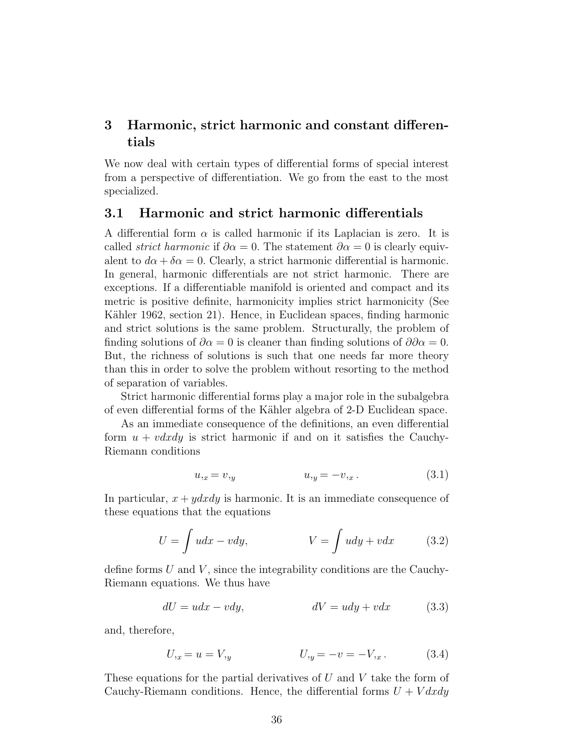# 3 Harmonic, strict harmonic and constant differentials

We now deal with certain types of differential forms of special interest from a perspective of differentiation. We go from the east to the most specialized.

## 3.1 Harmonic and strict harmonic differentials

A differential form $\alpha$ is called harmonic if its Laplacian is zero. It is called *strict harmonic* if $\partial\alpha = 0$. The statement $\partial\alpha = 0$ is clearly equivalent to $d\alpha + \delta\alpha = 0$. Clearly, a strict harmonic differential is harmonic. In general, harmonic differentials are not strict harmonic. There are exceptions. If a differentiable manifold is oriented and compact and its metric is positive definite, harmonicity implies strict harmonicity (See Kähler 1962, section 21). Hence, in Euclidean spaces, finding harmonic and strict solutions is the same problem. Structurally, the problem of finding solutions of $\partial\alpha = 0$ is cleaner than finding solutions of $\partial\partial\alpha = 0$. But, the richness of solutions is such that one needs far more theory than this in order to solve the problem without resorting to the method of separation of variables.

Strict harmonic differential forms play a major role in the subalgebra of even differential forms of the Kähler algebra of 2-D Euclidean space.

As an immediate consequence of the definitions, an even differential form $u + vdxdy$ is strict harmonic if and on it satisfies the Cauchy-Riemann conditions

$$u_{,x} = v_{,y} \qquad\qquad u_{,y} = -v_{,x}\,. \tag{3.1}$$

In particular, $x + ydxdy$ is harmonic. It is an immediate consequence of these equations that the equations

$$U = \int udx - vdy, \qquad\qquad V = \int udy + vdx \tag{3.2}$$

define forms $U$ and $V$, since the integrability conditions are the Cauchy-Riemann equations. We thus have

$$dU = udx - vdy, \qquad\qquad dV = udy + vdx \tag{3.3}$$

and, therefore,

$$U_{,x} = u = V_{,y} \qquad\qquad U_{,y} = -v = -V_{,x}\,. \tag{3.4}$$

These equations for the partial derivatives of $U$ and $V$ take the form of Cauchy-Riemann conditions. Hence, the differential forms $U + Vdxdy$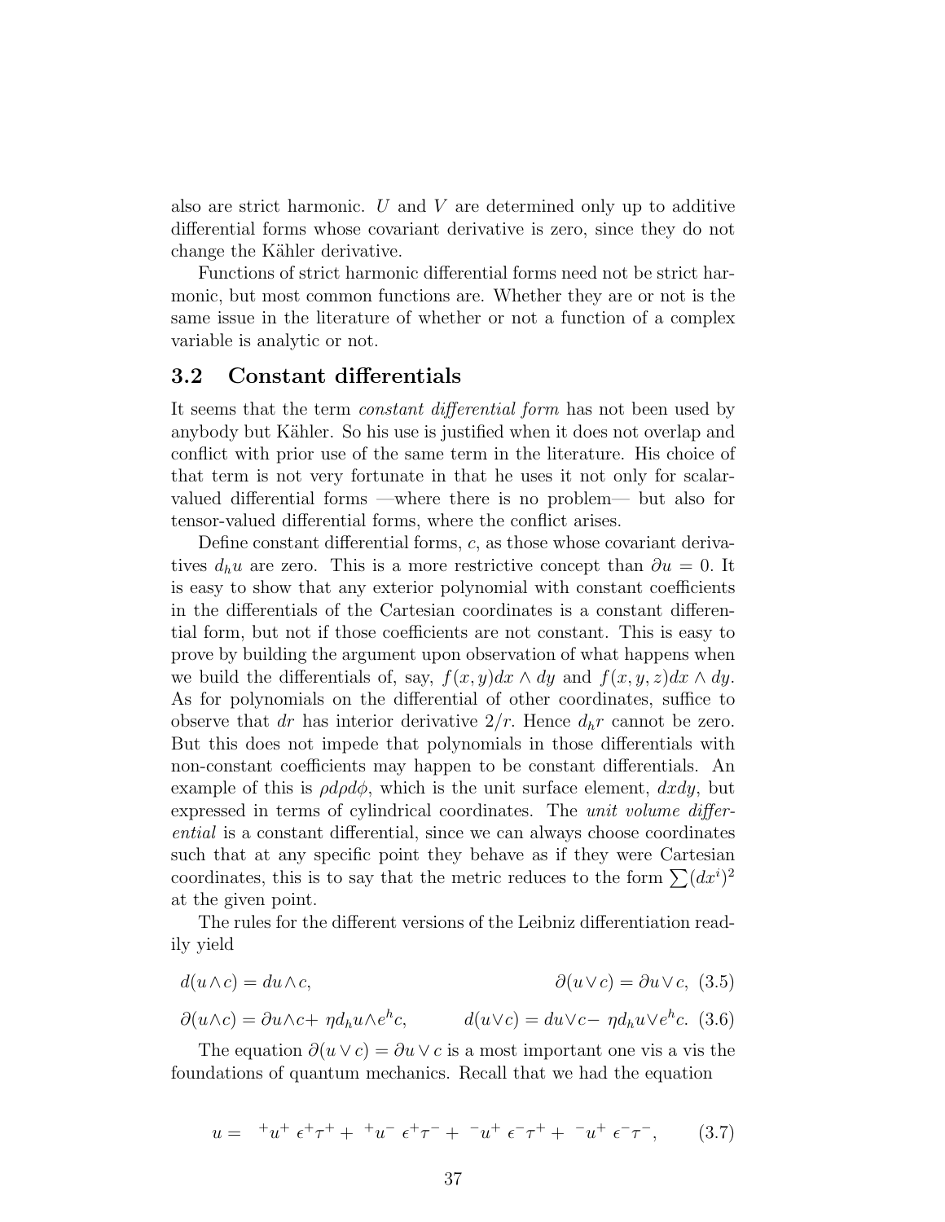also are strict harmonic. $U$ and $V$ are determined only up to additive differential forms whose covariant derivative is zero, since they do not change the Kähler derivative.

Functions of strict harmonic differential forms need not be strict harmonic, but most common functions are. Whether they are or not is the same issue in the literature of whether or not a function of a complex variable is analytic or not.

### 3.2 Constant differentials

It seems that the term *constant differential form* has not been used by anybody but Kähler. So his use is justified when it does not overlap and conflict with prior use of the same term in the literature. His choice of that term is not very fortunate in that he uses it not only for scalar-valued differential forms —where there is no problem— but also for tensor-valued differential forms, where the conflict arises.

Define constant differential forms, $c$, as those whose covariant derivatives $d_h u$ are zero. This is a more restrictive concept than $\partial u = 0$. It is easy to show that any exterior polynomial with constant coefficients in the differentials of the Cartesian coordinates is a constant differential form, but not if those coefficients are not constant. This is easy to prove by building the argument upon observation of what happens when we build the differentials of, say, $f(x,y)dx \wedge dy$ and $f(x,y,z)dx \wedge dy$. As for polynomials on the differential of other coordinates, suffice to observe that $dr$ has interior derivative $2/r$. Hence $d_h r$ cannot be zero. But this does not impede that polynomials in those differentials with non-constant coefficients may happen to be constant differentials. An example of this is $\rho d\rho d\phi$, which is the unit surface element, $dxdy$, but expressed in terms of cylindrical coordinates. The *unit volume differential* is a constant differential, since we can always choose coordinates such that at any specific point they behave as if they were Cartesian coordinates, this is to say that the metric reduces to the form $\sum (dx^i)^2$ at the given point.

The rules for the different versions of the Leibniz differentiation readily yield

$$d(u \wedge c) = du \wedge c, \qquad\qquad \partial(u \vee c) = \partial u \vee c, \quad (3.5)$$

$$\partial(u \wedge c) = \partial u \wedge c + \eta d_h u \wedge e^h c, \qquad d(u \vee c) = du \vee c - \eta d_h u \vee e^h c. \quad (3.6)$$

The equation $\partial(u \vee c) = \partial u \vee c$ is a most important one vis a vis the foundations of quantum mechanics. Recall that we had the equation

$$u = {}^+u^+ \, \epsilon^+ \tau^+ + {}^+u^- \, \epsilon^+ \tau^- + {}^-u^+ \, \epsilon^- \tau^+ + {}^-u^+ \, \epsilon^- \tau^-, \qquad (3.7)$$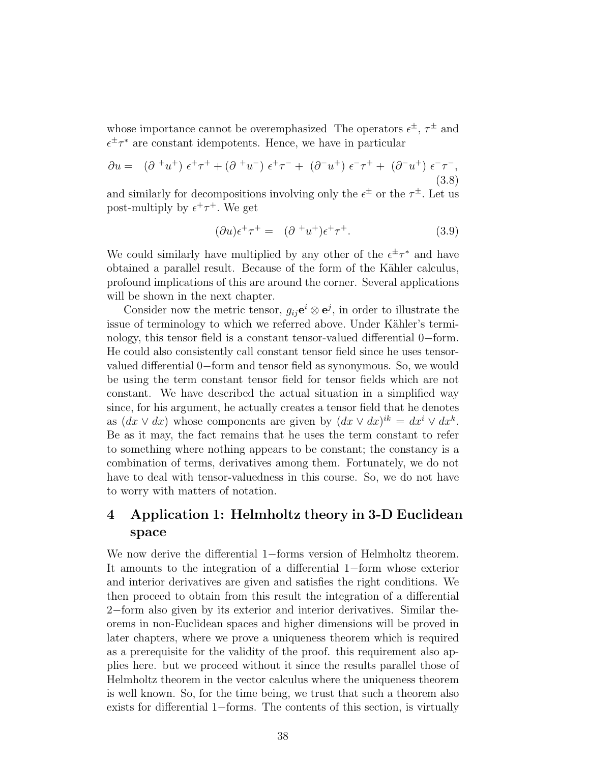whose importance cannot be overemphasized The operators $\epsilon^{\pm}$, $\tau^{\pm}$ and $\epsilon^{\pm}\tau^{*}$ are constant idempotents. Hence, we have in particular

$$\partial u = (\partial\ ^{+}u^{+})\ \epsilon^{+}\tau^{+} + (\partial\ ^{+}u^{-})\ \epsilon^{+}\tau^{-} + (\partial^{-}u^{+})\ \epsilon^{-}\tau^{+} + (\partial^{-}u^{+})\ \epsilon^{-}\tau^{-}, \tag{3.8}$$

and similarly for decompositions involving only the $\epsilon^{\pm}$ or the $\tau^{\pm}$. Let us post-multiply by $\epsilon^{+}\tau^{+}$. We get

$$(\partial u)\epsilon^{+}\tau^{+} = (\partial\ ^{+}u^{+})\epsilon^{+}\tau^{+}. \tag{3.9}$$

We could similarly have multiplied by any other of the $\epsilon^{\pm}\tau^{*}$ and have obtained a parallel result. Because of the form of the Kähler calculus, profound implications of this are around the corner. Several applications will be shown in the next chapter.

Consider now the metric tensor, $g_{ij}\mathbf{e}^{i}\otimes\mathbf{e}^{j}$, in order to illustrate the issue of terminology to which we referred above. Under Kähler's terminology, this tensor field is a constant tensor-valued differential $0-$form. He could also consistently call constant tensor field since he uses tensor-valued differential $0-$form and tensor field as synonymous. So, we would be using the term constant tensor field for tensor fields which are not constant. We have described the actual situation in a simplified way since, for his argument, he actually creates a tensor field that he denotes as $(dx \vee dx)$ whose components are given by $(dx \vee dx)^{ik} = dx^{i} \vee dx^{k}$. Be as it may, the fact remains that he uses the term constant to refer to something where nothing appears to be constant; the constancy is a combination of terms, derivatives among them. Fortunately, we do not have to deal with tensor-valuedness in this course. So, we do not have to worry with matters of notation.

# 4 Application 1: Helmholtz theory in 3-D Euclidean space

We now derive the differential $1-$forms version of Helmholtz theorem. It amounts to the integration of a differential $1-$form whose exterior and interior derivatives are given and satisfies the right conditions. We then proceed to obtain from this result the integration of a differential $2-$form also given by its exterior and interior derivatives. Similar theorems in non-Euclidean spaces and higher dimensions will be proved in later chapters, where we prove a uniqueness theorem which is required as a prerequisite for the validity of the proof. this requirement also applies here. but we proceed without it since the results parallel those of Helmholtz theorem in the vector calculus where the uniqueness theorem is well known. So, for the time being, we trust that such a theorem also exists for differential $1-$forms. The contents of this section, is virtually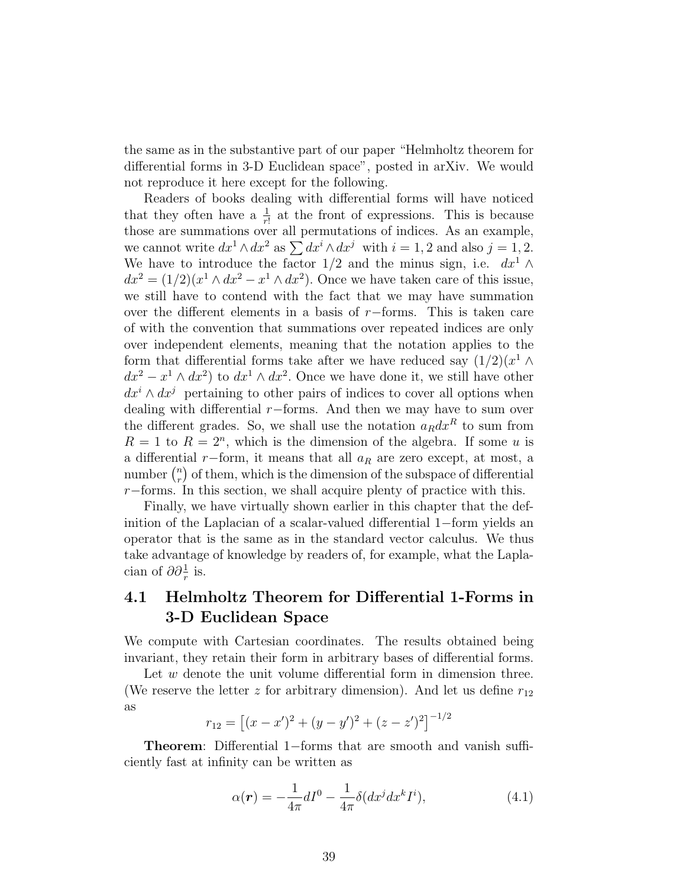the same as in the substantive part of our paper "Helmholtz theorem for differential forms in 3-D Euclidean space", posted in arXiv. We would not reproduce it here except for the following.

Readers of books dealing with differential forms will have noticed that they often have a $\frac{1}{r!}$ at the front of expressions. This is because those are summations over all permutations of indices. As an example, we cannot write $dx^1 \wedge dx^2$ as $\sum dx^i \wedge dx^j$ with $i = 1, 2$ and also $j = 1, 2$. We have to introduce the factor $1/2$ and the minus sign, i.e. $dx^1 \wedge dx^2 = (1/2)(x^1 \wedge dx^2 - x^1 \wedge dx^2)$. Once we have taken care of this issue, we still have to contend with the fact that we may have summation over the different elements in a basis of $r-$forms. This is taken care of with the convention that summations over repeated indices are only over independent elements, meaning that the notation applies to the form that differential forms take after we have reduced say $(1/2)(x^1 \wedge dx^2 - x^1 \wedge dx^2)$ to $dx^1 \wedge dx^2$. Once we have done it, we still have other $dx^i \wedge dx^j$ pertaining to other pairs of indices to cover all options when dealing with differential $r-$forms. And then we may have to sum over the different grades. So, we shall use the notation $a_R dx^R$ to sum from $R = 1$ to $R = 2^n$, which is the dimension of the algebra. If some $u$ is a differential $r-$form, it means that all $a_R$ are zero except, at most, a number $\binom{n}{r}$ of them, which is the dimension of the subspace of differential $r-$forms. In this section, we shall acquire plenty of practice with this.

Finally, we have virtually shown earlier in this chapter that the definition of the Laplacian of a scalar-valued differential 1−form yields an operator that is the same as in the standard vector calculus. We thus take advantage of knowledge by readers of, for example, what the Laplacian of $\partial\partial\frac{1}{r}$ is.

## 4.1 Helmholtz Theorem for Differential 1-Forms in 3-D Euclidean Space

We compute with Cartesian coordinates. The results obtained being invariant, they retain their form in arbitrary bases of differential forms.

Let $w$ denote the unit volume differential form in dimension three. (We reserve the letter $z$ for arbitrary dimension). And let us define $r_{12}$ as

$$r_{12} = \left[(x - x')^2 + (y - y')^2 + (z - z')^2\right]^{-1/2}$$

**Theorem**: Differential 1−forms that are smooth and vanish sufficiently fast at infinity can be written as

$$\alpha(\boldsymbol{r}) = -\frac{1}{4\pi} dI^0 - \frac{1}{4\pi}\delta(dx^j dx^k I^i), \tag{4.1}$$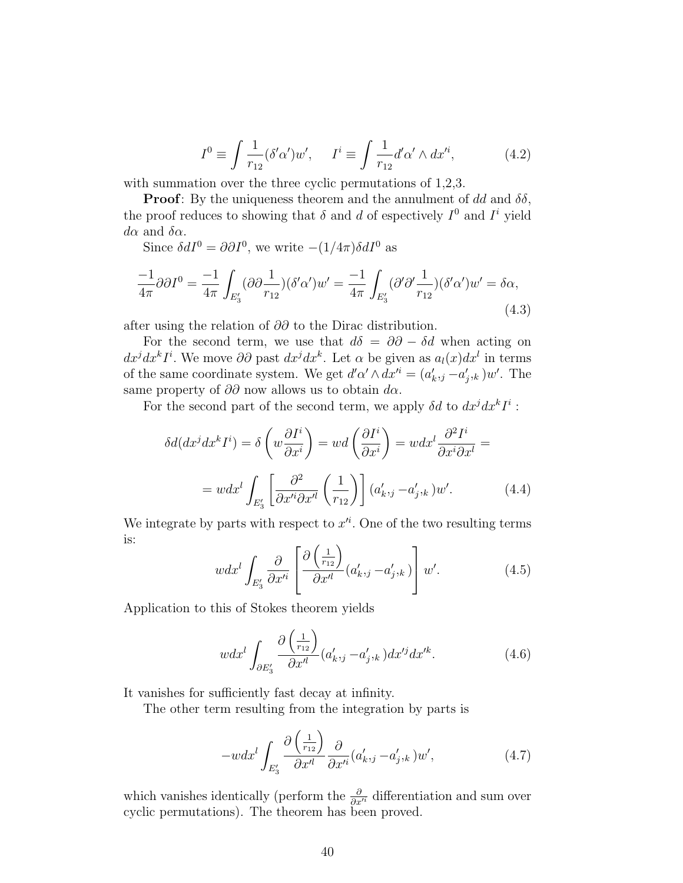$$I^0 \equiv \int \frac{1}{r_{12}}(\delta'\alpha')w', \qquad I^i \equiv \int \frac{1}{r_{12}} d'\alpha' \wedge dx'^i, \tag{4.2}$$

with summation over the three cyclic permutations of 1,2,3.

**Proof**: By the uniqueness theorem and the annulment of $dd$ and $\delta\delta$, the proof reduces to showing that $\delta$ and $d$ of respectively $I^0$ and $I^i$ yield $d\alpha$ and $\delta\alpha$.

Since $\delta d I^0 = \partial\partial I^0$, we write $-(1/4\pi)\delta d I^0$ as

$$\frac{-1}{4\pi}\partial\partial I^0 = \frac{-1}{4\pi}\int_{E_3'}(\partial\partial\frac{1}{r_{12}})(\delta'\alpha')w' = \frac{-1}{4\pi}\int_{E_3'}(\partial'\partial'\frac{1}{r_{12}})(\delta'\alpha')w' = \delta\alpha, \tag{4.3}$$

after using the relation of $\partial\partial$ to the Dirac distribution.

For the second term, we use that $d\delta = \partial\partial - \delta d$ when acting on $dx^j dx^k I^i$. We move $\partial\partial$ past $dx^j dx^k$. Let $\alpha$ be given as $a_l(x)dx^l$ in terms of the same coordinate system. We get $d'\alpha' \wedge dx'^i = (a'_{k},_j - a'_{j},_k)w'$. The same property of $\partial\partial$ now allows us to obtain $d\alpha$.

For the second part of the second term, we apply $\delta d$ to $dx^j dx^k I^i$ :

$$\delta d(dx^j dx^k I^i) = \delta\left(w\frac{\partial I^i}{\partial x^i}\right) = wd\left(\frac{\partial I^i}{\partial x^i}\right) = wdx^l\frac{\partial^2 I^i}{\partial x^i \partial x^l} =$$

$$= wdx^l\int_{E_3'}\left[\frac{\partial^2}{\partial x'^i \partial x'^l}\left(\frac{1}{r_{12}}\right)\right](a'_{k},_j - a'_{j},_k)w'. \tag{4.4}$$

We integrate by parts with respect to $x'^i$. One of the two resulting terms is:

$$wdx^l\int_{E_3'}\frac{\partial}{\partial x'^i}\left[\frac{\partial\left(\frac{1}{r_{12}}\right)}{\partial x'^l}(a'_{k},_j - a'_{j},_k)\right]w'. \tag{4.5}$$

Application to this of Stokes theorem yields

$$wdx^l\int_{\partial E_3'}\frac{\partial\left(\frac{1}{r_{12}}\right)}{\partial x'^l}(a'_{k},_j - a'_{j},_k)dx'^j dx'^k. \tag{4.6}$$

It vanishes for sufficiently fast decay at infinity.

The other term resulting from the integration by parts is

$$-wdx^l\int_{E_3'}\frac{\partial\left(\frac{1}{r_{12}}\right)}{\partial x'^l}\frac{\partial}{\partial x'^i}(a'_{k},_j - a'_{j},_k)w', \tag{4.7}$$

which vanishes identically (perform the $\frac{\partial}{\partial x'^i}$ differentiation and sum over cyclic permutations). The theorem has been proved.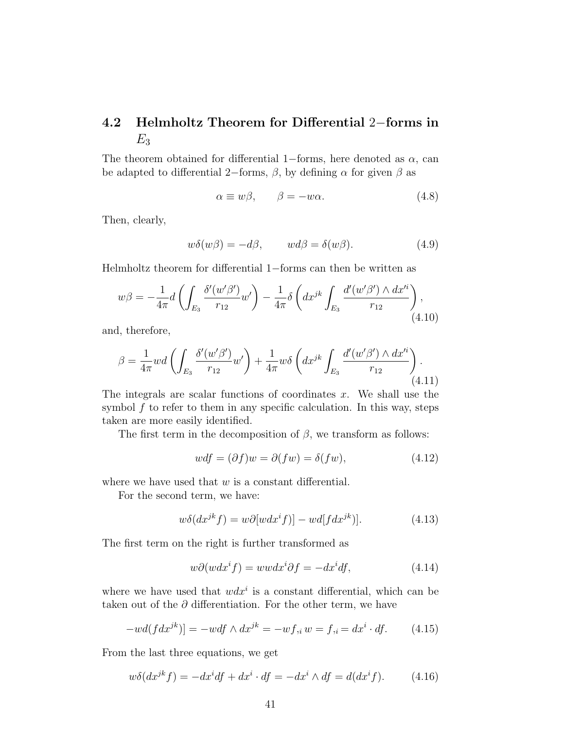## 4.2 Helmholtz Theorem for Differential 2−forms in $E_3$

The theorem obtained for differential 1−forms, here denoted as $\alpha$, can be adapted to differential 2−forms, $\beta$, by defining $\alpha$ for given $\beta$ as

$$\alpha \equiv w\beta, \qquad \beta = -w\alpha. \tag{4.8}$$

Then, clearly,

$$w\delta(w\beta) = -d\beta, \qquad wd\beta = \delta(w\beta). \tag{4.9}$$

Helmholtz theorem for differential 1−forms can then be written as

$$w\beta = -\frac{1}{4\pi}d\left(\int_{E_3}\frac{\delta'(w'\beta')}{r_{12}}w'\right) - \frac{1}{4\pi}\delta\left(dx^{jk}\int_{E_3}\frac{d'(w'\beta')\wedge dx'^{i}}{r_{12}}\right), \tag{4.10}$$

and, therefore,

$$\beta = \frac{1}{4\pi}wd\left(\int_{E_3}\frac{\delta'(w'\beta')}{r_{12}}w'\right) + \frac{1}{4\pi}w\delta\left(dx^{jk}\int_{E_3}\frac{d'(w'\beta')\wedge dx'^{i}}{r_{12}}\right). \tag{4.11}$$

The integrals are scalar functions of coordinates $x$. We shall use the symbol $f$ to refer to them in any specific calculation. In this way, steps taken are more easily identified.

The first term in the decomposition of $\beta$, we transform as follows:

$$wdf = (\partial f)w = \partial(fw) = \delta(fw), \tag{4.12}$$

where we have used that $w$ is a constant differential.

For the second term, we have:

$$w\delta(dx^{jk}f) = w\partial[wdx^{i}f)] - wd[fdx^{jk})]. \tag{4.13}$$

The first term on the right is further transformed as

$$w\partial(wdx^{i}f) = wwdx^{i}\partial f = -dx^{i}df, \tag{4.14}$$

where we have used that $wdx^{i}$ is a constant differential, which can be taken out of the $\partial$ differentiation. For the other term, we have

$$-wd(fdx^{jk})] = -wdf\wedge dx^{jk} = -wf_{,i}\,w = f_{,i} = dx^{i}\cdot df. \tag{4.15}$$

From the last three equations, we get

$$w\delta(dx^{jk}f) = -dx^{i}df + dx^{i}\cdot df = -dx^{i}\wedge df = d(dx^{i}f). \tag{4.16}$$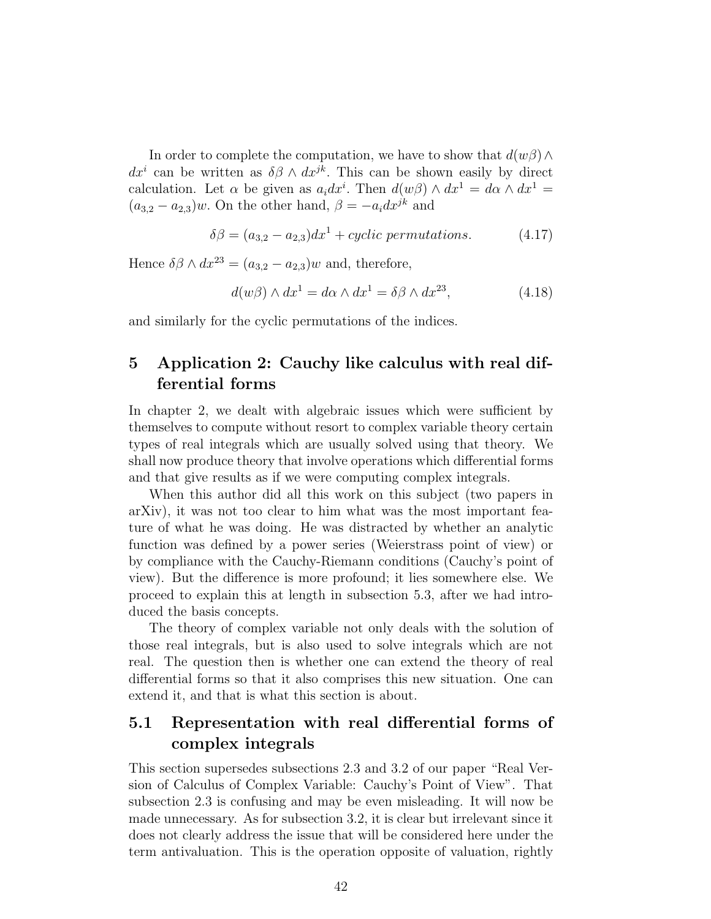In order to complete the computation, we have to show that $d(w\beta) \wedge dx^i$ can be written as $\delta\beta \wedge dx^{jk}$. This can be shown easily by direct calculation. Let $\alpha$ be given as $a_i dx^i$. Then $d(w\beta) \wedge dx^1 = d\alpha \wedge dx^1 = (a_{3,2} - a_{2,3})w$. On the other hand, $\beta = -a_i dx^{jk}$ and

$$\delta\beta = (a_{3,2} - a_{2,3})dx^1 + \textit{cyclic permutations}. \tag{4.17}$$

Hence $\delta\beta \wedge dx^{23} = (a_{3,2} - a_{2,3})w$ and, therefore,

$$d(w\beta) \wedge dx^1 = d\alpha \wedge dx^1 = \delta\beta \wedge dx^{23}, \tag{4.18}$$

and similarly for the cyclic permutations of the indices.

## 5 Application 2: Cauchy like calculus with real differential forms

In chapter 2, we dealt with algebraic issues which were sufficient by themselves to compute without resort to complex variable theory certain types of real integrals which are usually solved using that theory. We shall now produce theory that involve operations which differential forms and that give results as if we were computing complex integrals.

When this author did all this work on this subject (two papers in arXiv), it was not too clear to him what was the most important feature of what he was doing. He was distracted by whether an analytic function was defined by a power series (Weierstrass point of view) or by compliance with the Cauchy-Riemann conditions (Cauchy's point of view). But the difference is more profound; it lies somewhere else. We proceed to explain this at length in subsection 5.3, after we had introduced the basis concepts.

The theory of complex variable not only deals with the solution of those real integrals, but is also used to solve integrals which are not real. The question then is whether one can extend the theory of real differential forms so that it also comprises this new situation. One can extend it, and that is what this section is about.

### 5.1 Representation with real differential forms of complex integrals

This section supersedes subsections 2.3 and 3.2 of our paper "Real Version of Calculus of Complex Variable: Cauchy's Point of View". That subsection 2.3 is confusing and may be even misleading. It will now be made unnecessary. As for subsection 3.2, it is clear but irrelevant since it does not clearly address the issue that will be considered here under the term antivaluation. This is the operation opposite of valuation, rightly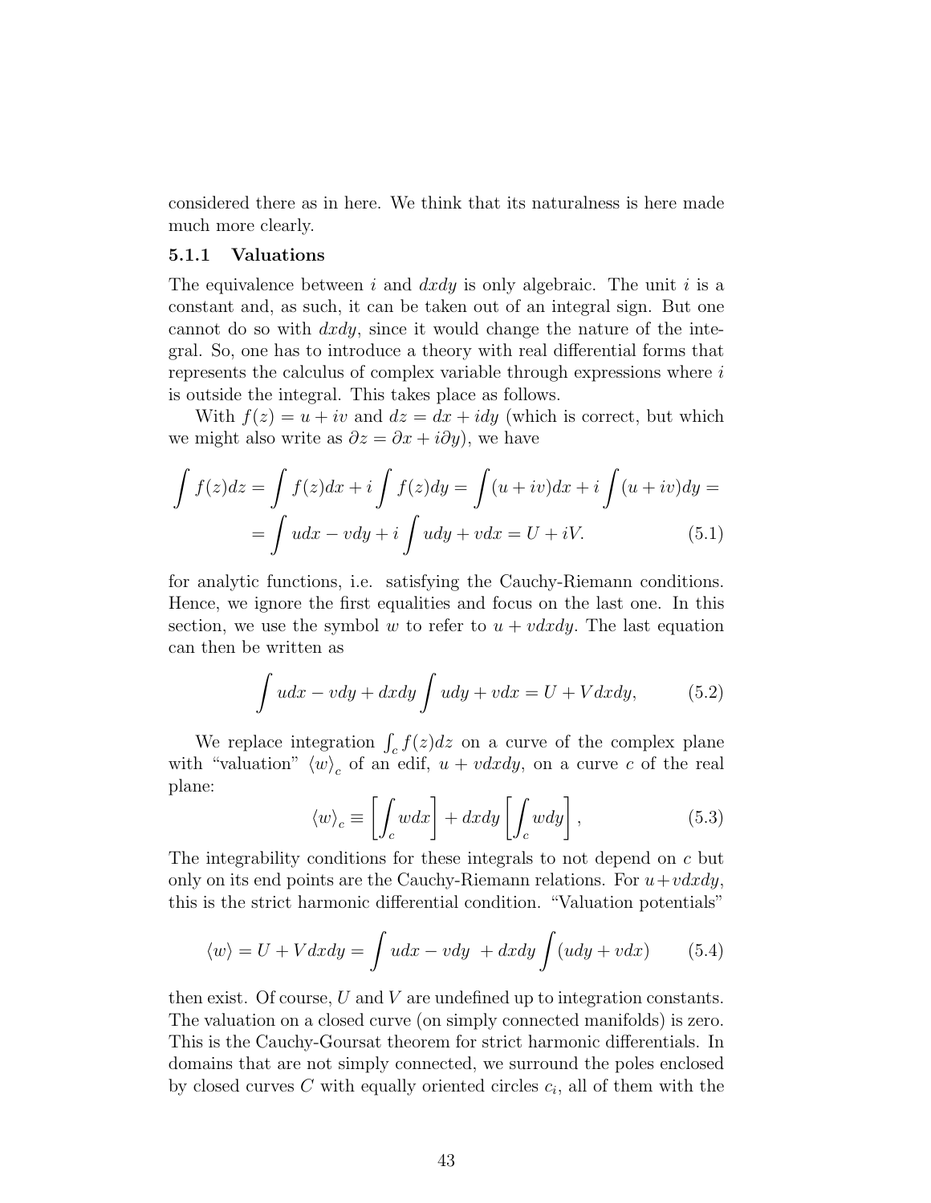considered there as in here. We think that its naturalness is here made much more clearly.

### 5.1.1 Valuations

The equivalence between $i$ and $dxdy$ is only algebraic. The unit $i$ is a constant and, as such, it can be taken out of an integral sign. But one cannot do so with $dxdy$, since it would change the nature of the integral. So, one has to introduce a theory with real differential forms that represents the calculus of complex variable through expressions where $i$ is outside the integral. This takes place as follows.

With $f(z) = u + iv$ and $dz = dx + idy$ (which is correct, but which we might also write as $\partial z = \partial x + i\partial y$), we have

$$\int f(z)dz = \int f(z)dx + i\int f(z)dy = \int (u+iv)dx + i\int (u+iv)dy =$$
$$= \int udx - vdy + i\int udy + vdx = U + iV. \tag{5.1}$$

for analytic functions, i.e. satisfying the Cauchy-Riemann conditions. Hence, we ignore the first equalities and focus on the last one. In this section, we use the symbol $w$ to refer to $u + vdxdy$. The last equation can then be written as

$$\int udx - vdy + dxdy\int udy + vdx = U + Vdxdy, \tag{5.2}$$

We replace integration $\int_c f(z)dz$ on a curve of the complex plane with "valuation" $\langle w \rangle_c$ of an edif, $u + vdxdy$, on a curve $c$ of the real plane:

$$\langle w \rangle_c \equiv \left[\int_c wdx\right] + dxdy\left[\int_c wdy\right], \tag{5.3}$$

The integrability conditions for these integrals to not depend on $c$ but only on its end points are the Cauchy-Riemann relations. For $u+vdxdy$, this is the strict harmonic differential condition. "Valuation potentials"

$$\langle w \rangle = U + Vdxdy = \int udx - vdy \ + dxdy\int (udy + vdx) \tag{5.4}$$

then exist. Of course, $U$ and $V$ are undefined up to integration constants. The valuation on a closed curve (on simply connected manifolds) is zero. This is the Cauchy-Goursat theorem for strict harmonic differentials. In domains that are not simply connected, we surround the poles enclosed by closed curves $C$ with equally oriented circles $c_i$, all of them with the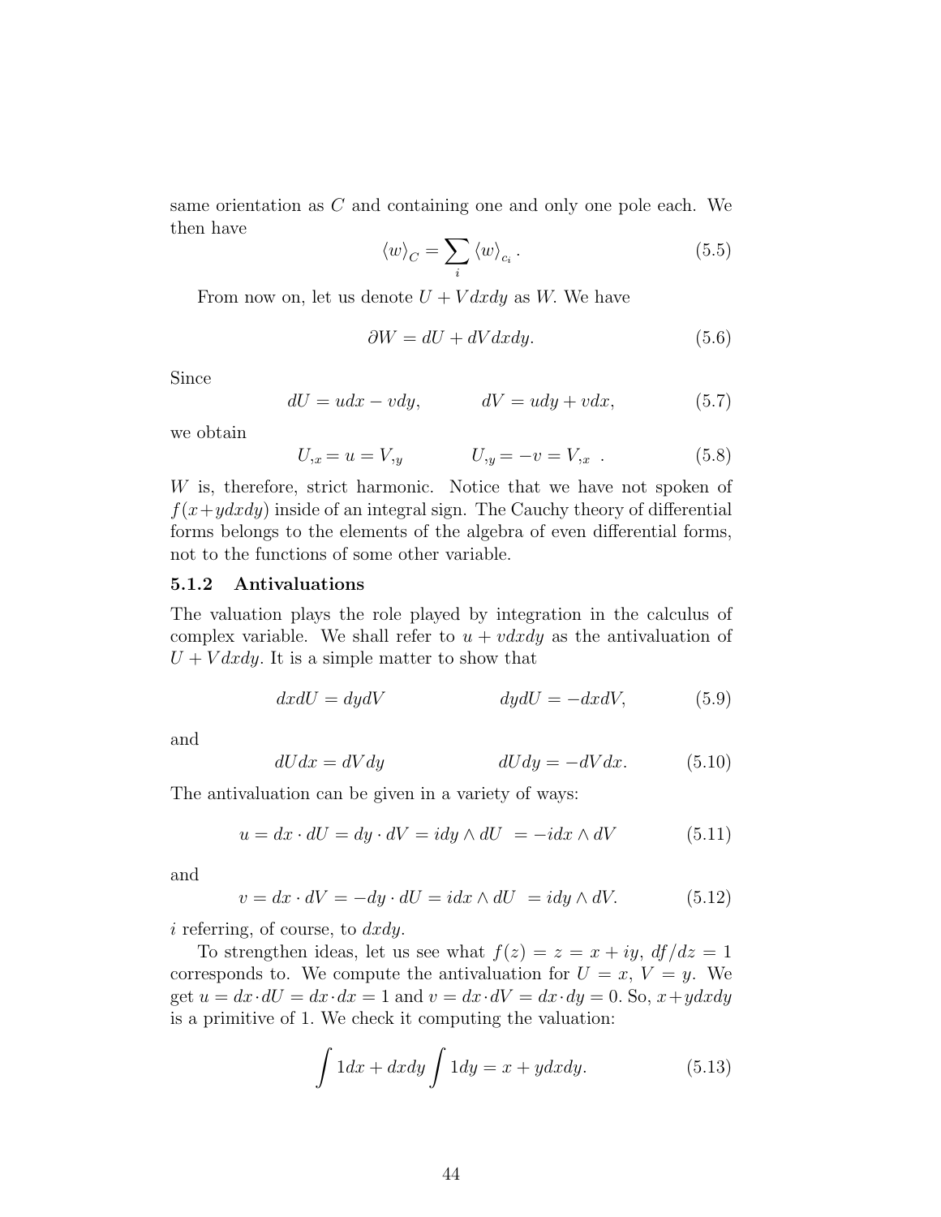same orientation as $C$ and containing one and only one pole each. We then have

$$\langle w \rangle_C = \sum_i \langle w \rangle_{c_i} . \tag{5.5}$$

From now on, let us denote $U + V dxdy$ as $W$. We have

$$\partial W = dU + dV dxdy. \tag{5.6}$$

Since

$$dU = udx - vdy, \qquad\qquad dV = udy + vdx, \tag{5.7}$$

we obtain

$$U_{,x} = u = V_{,y} \qquad\qquad U_{,y} = -v = V_{,x} \ . \tag{5.8}$$

$W$ is, therefore, strict harmonic. Notice that we have not spoken of $f(x+ydxdy)$ inside of an integral sign. The Cauchy theory of differential forms belongs to the elements of the algebra of even differential forms, not to the functions of some other variable.

### 5.1.2 Antivaluations

The valuation plays the role played by integration in the calculus of complex variable. We shall refer to $u + vdxdy$ as the antivaluation of $U + V dxdy$. It is a simple matter to show that

$$dxdU = dydV \qquad\qquad\qquad dydU = -dxdV, \tag{5.9}$$

and

$$dUdx = dV dy \qquad\qquad\qquad dUdy = -dV dx. \tag{5.10}$$

The antivaluation can be given in a variety of ways:

$$u = dx \cdot dU = dy \cdot dV = idy \wedge dU \ = -idx \wedge dV \tag{5.11}$$

and

$$v = dx \cdot dV = -dy \cdot dU = idx \wedge dU \ = idy \wedge dV. \tag{5.12}$$

$i$ referring, of course, to $dxdy$.

To strengthen ideas, let us see what $f(z) = z = x + iy$, $df/dz = 1$ corresponds to. We compute the antivaluation for $U = x$, $V = y$. We get $u = dx \cdot dU = dx \cdot dx = 1$ and $v = dx \cdot dV = dx \cdot dy = 0$. So, $x+ydxdy$ is a primitive of 1. We check it computing the valuation:

$$\int 1dx + dxdy \int 1dy = x + ydxdy. \tag{5.13}$$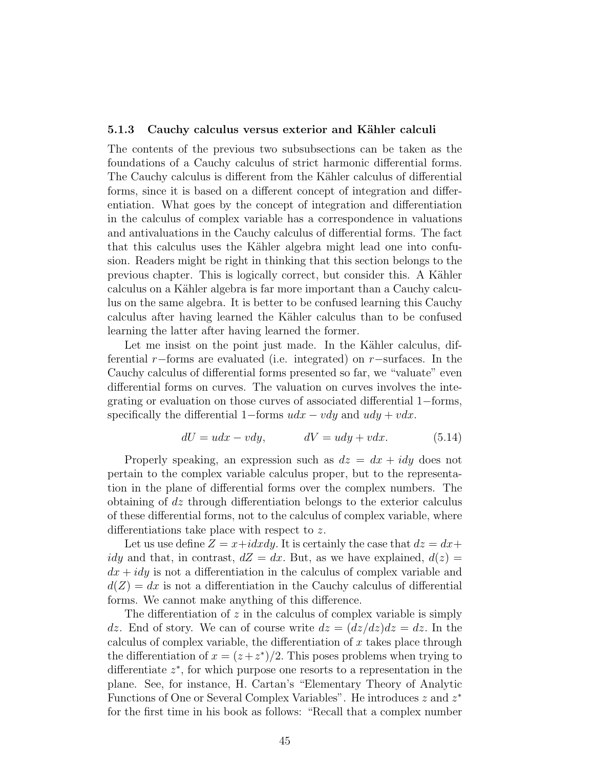### 5.1.3 Cauchy calculus versus exterior and Kähler calculi

The contents of the previous two subsubsections can be taken as the foundations of a Cauchy calculus of strict harmonic differential forms. The Cauchy calculus is different from the Kähler calculus of differential forms, since it is based on a different concept of integration and differentiation. What goes by the concept of integration and differentiation in the calculus of complex variable has a correspondence in valuations and antivaluations in the Cauchy calculus of differential forms. The fact that this calculus uses the Kähler algebra might lead one into confusion. Readers might be right in thinking that this section belongs to the previous chapter. This is logically correct, but consider this. A Kähler calculus on a Kähler algebra is far more important than a Cauchy calculus on the same algebra. It is better to be confused learning this Cauchy calculus after having learned the Kähler calculus than to be confused learning the latter after having learned the former.

Let me insist on the point just made. In the Kähler calculus, differential $r-$forms are evaluated (i.e. integrated) on $r-$surfaces. In the Cauchy calculus of differential forms presented so far, we "valuate" even differential forms on curves. The valuation on curves involves the integrating or evaluation on those curves of associated differential 1−forms, specifically the differential 1−forms $udx - vdy$ and $udy + vdx$.

$$dU = udx - vdy, \qquad\qquad dV = udy + vdx. \tag{5.14}$$

Properly speaking, an expression such as $dz = dx + idy$ does not pertain to the complex variable calculus proper, but to the representation in the plane of differential forms over the complex numbers. The obtaining of $dz$ through differentiation belongs to the exterior calculus of these differential forms, not to the calculus of complex variable, where differentiations take place with respect to $z$.

Let us use define $Z = x + idxdy$. It is certainly the case that $dz = dx + idy$ and that, in contrast, $dZ = dx$. But, as we have explained, $d(z) = dx + idy$ is not a differentiation in the calculus of complex variable and $d(Z) = dx$ is not a differentiation in the Cauchy calculus of differential forms. We cannot make anything of this difference.

The differentiation of $z$ in the calculus of complex variable is simply $dz$. End of story. We can of course write $dz = (dz/dz)dz = dz$. In the calculus of complex variable, the differentiation of $x$ takes place through the differentiation of $x = (z + z^*)/2$. This poses problems when trying to differentiate $z^*$, for which purpose one resorts to a representation in the plane. See, for instance, H. Cartan's "Elementary Theory of Analytic Functions of One or Several Complex Variables". He introduces $z$ and $z^*$ for the first time in his book as follows: "Recall that a complex number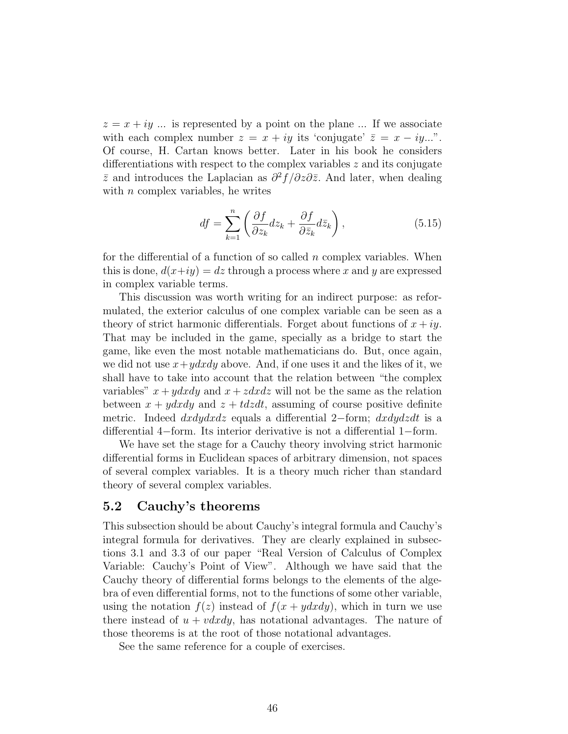$z = x + iy$ ... is represented by a point on the plane ... If we associate with each complex number $z = x + iy$ its 'conjugate' $\bar{z} = x - iy$...". Of course, H. Cartan knows better. Later in his book he considers differentiations with respect to the complex variables $z$ and its conjugate $\bar{z}$ and introduces the Laplacian as $\partial^2 f/\partial z \partial \bar{z}$. And later, when dealing with $n$ complex variables, he writes

$$df = \sum_{k=1}^{n} \left( \frac{\partial f}{\partial z_k} dz_k + \frac{\partial f}{\partial \bar{z}_k} d\bar{z}_k \right), \tag{5.15}$$

for the differential of a function of so called $n$ complex variables. When this is done, $d(x+iy) = dz$ through a process where $x$ and $y$ are expressed in complex variable terms.

This discussion was worth writing for an indirect purpose: as reformulated, the exterior calculus of one complex variable can be seen as a theory of strict harmonic differentials. Forget about functions of $x + iy$. That may be included in the game, specially as a bridge to start the game, like even the most notable mathematicians do. But, once again, we did not use $x + ydxdy$ above. And, if one uses it and the likes of it, we shall have to take into account that the relation between "the complex variables" $x + ydxdy$ and $x + zdxdz$ will not be the same as the relation between $x + ydxdy$ and $z + tdzdt$, assuming of course positive definite metric. Indeed $dxdydxdz$ equals a differential 2−form; $dxdydzdt$ is a differential 4−form. Its interior derivative is not a differential 1−form.

We have set the stage for a Cauchy theory involving strict harmonic differential forms in Euclidean spaces of arbitrary dimension, not spaces of several complex variables. It is a theory much richer than standard theory of several complex variables.

## 5.2 Cauchy's theorems

This subsection should be about Cauchy's integral formula and Cauchy's integral formula for derivatives. They are clearly explained in subsections 3.1 and 3.3 of our paper "Real Version of Calculus of Complex Variable: Cauchy's Point of View". Although we have said that the Cauchy theory of differential forms belongs to the elements of the algebra of even differential forms, not to the functions of some other variable, using the notation $f(z)$ instead of $f(x + ydxdy)$, which in turn we use there instead of $u + vdxdy$, has notational advantages. The nature of those theorems is at the root of those notational advantages.

See the same reference for a couple of exercises.